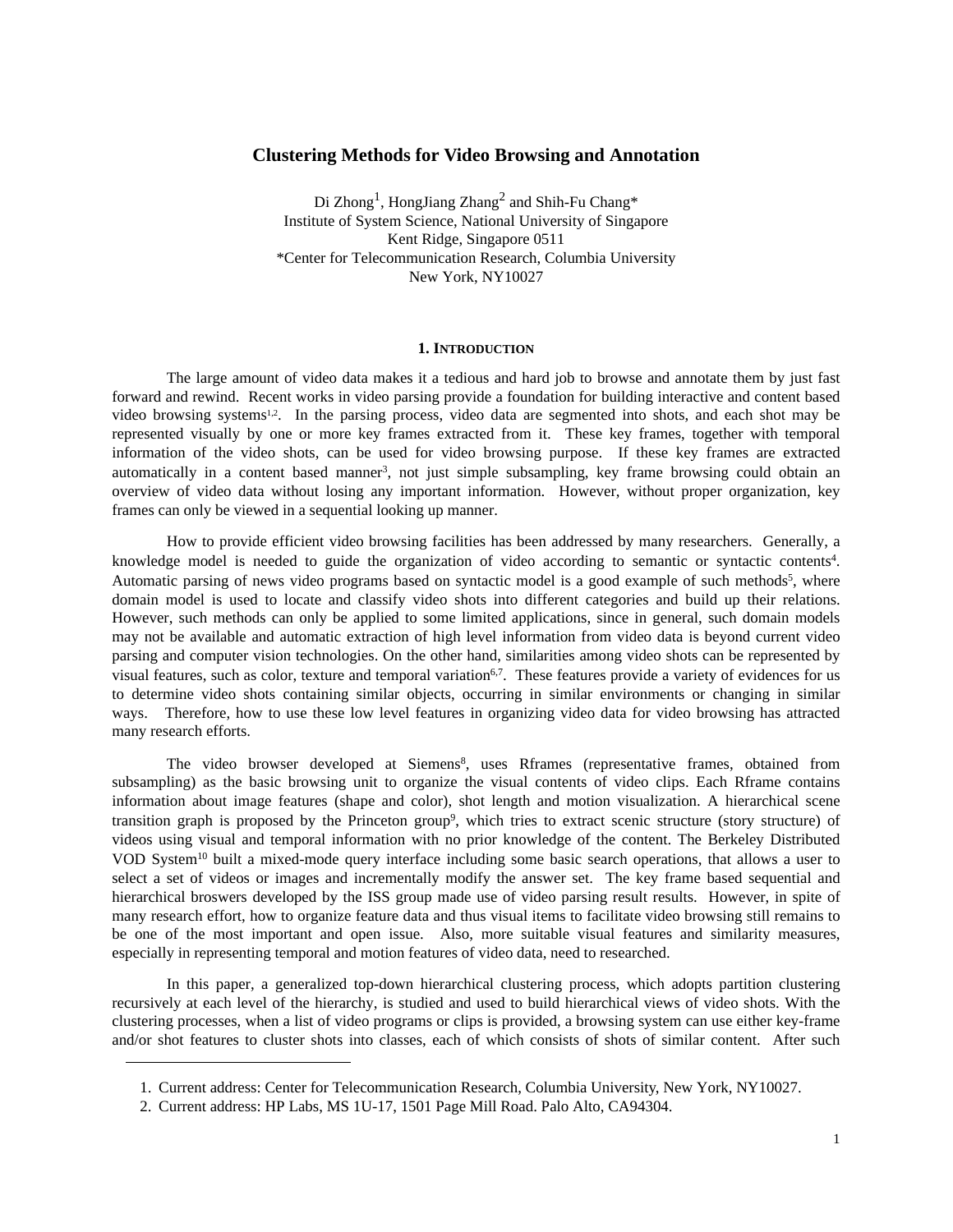# Clustering Methods for Video Browsing and Annotation

Di Zhong[1], HongJiang Zhang[2] and Shih-Fu Chang*
Institute of System Science, National University of Singapore
Kent Ridge, Singapore 0511
*Center for Telecommunication Research, Columbia University
New York, NY10027

## 1. Introduction

The large amount of video data makes it a tedious and hard job to browse and annotate them by just fast forward and rewind. Recent works in video parsing provide a foundation for building interactive and content based video browsing systems[1,2]. In the parsing process, video data are segmented into shots, and each shot may be represented visually by one or more key frames extracted from it. These key frames, together with temporal information of the video shots, can be used for video browsing purpose. If these key frames are extracted automatically in a content based manner[3], not just simple subsampling, key frame browsing could obtain an overview of video data without losing any important information. However, without proper organization, key frames can only be viewed in a sequential looking up manner.

How to provide efficient video browsing facilities has been addressed by many researchers. Generally, a knowledge model is needed to guide the organization of video according to semantic or syntactic contents[4]. Automatic parsing of news video programs based on syntactic model is a good example of such methods[5], where domain model is used to locate and classify video shots into different categories and build up their relations. However, such methods can only be applied to some limited applications, since in general, such domain models may not be available and automatic extraction of high level information from video data is beyond current video parsing and computer vision technologies. On the other hand, similarities among video shots can be represented by visual features, such as color, texture and temporal variation[6,7]. These features provide a variety of evidences for us to determine video shots containing similar objects, occurring in similar environments or changing in similar ways. Therefore, how to use these low level features in organizing video data for video browsing has attracted many research efforts.

The video browser developed at Siemens[8], uses Rframes (representative frames, obtained from subsampling) as the basic browsing unit to organize the visual contents of video clips. Each Rframe contains information about image features (shape and color), shot length and motion visualization. A hierarchical scene transition graph is proposed by the Princeton group[9], which tries to extract scenic structure (story structure) of videos using visual and temporal information with no prior knowledge of the content. The Berkeley Distributed VOD System[10] built a mixed-mode query interface including some basic search operations, that allows a user to select a set of videos or images and incrementally modify the answer set. The key frame based sequential and hierarchical broswers developed by the ISS group made use of video parsing result results. However, in spite of many research effort, how to organize feature data and thus visual items to facilitate video browsing still remains to be one of the most important and open issue. Also, more suitable visual features and similarity measures, especially in representing temporal and motion features of video data, need to researched.

In this paper, a generalized top-down hierarchical clustering process, which adopts partition clustering recursively at each level of the hierarchy, is studied and used to build hierarchical views of video shots. With the clustering processes, when a list of video programs or clips is provided, a browsing system can use either key-frame and/or shot features to cluster shots into classes, each of which consists of shots of similar content. After such

---

1. Current address: Center for Telecommunication Research, Columbia University, New York, NY10027.
2. Current address: HP Labs, MS 1U-17, 1501 Page Mill Road. Palo Alto, CA94304.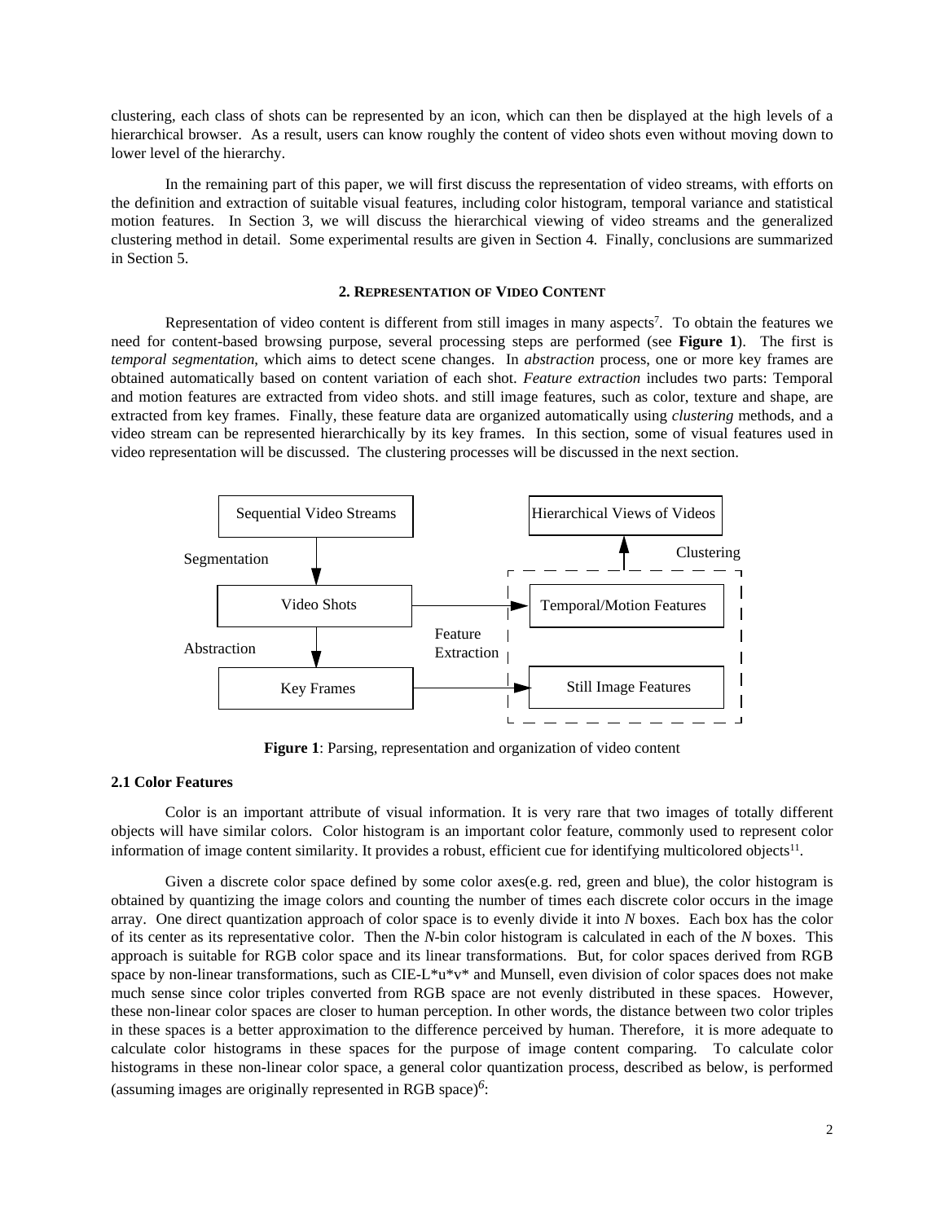clustering, each class of shots can be represented by an icon, which can then be displayed at the high levels of a hierarchical browser. As a result, users can know roughly the content of video shots even without moving down to lower level of the hierarchy.

In the remaining part of this paper, we will first discuss the representation of video streams, with efforts on the definition and extraction of suitable visual features, including color histogram, temporal variance and statistical motion features. In Section 3, we will discuss the hierarchical viewing of video streams and the generalized clustering method in detail. Some experimental results are given in Section 4. Finally, conclusions are summarized in Section 5.

## 2. Representation of Video Content

Representation of video content is different from still images in many aspects[7]. To obtain the features we need for content-based browsing purpose, several processing steps are performed (see **Figure 1**). The first is *temporal segmentation*, which aims to detect scene changes. In *abstraction* process, one or more key frames are obtained automatically based on content variation of each shot. *Feature extraction* includes two parts: Temporal and motion features are extracted from video shots. and still image features, such as color, texture and shape, are extracted from key frames. Finally, these feature data are organized automatically using *clustering* methods, and a video stream can be represented hierarchically by its key frames. In this section, some of visual features used in video representation will be discussed. The clustering processes will be discussed in the next section.

Sequential Video Streams → (Segmentation) → Video Shots → (Abstraction) → Key Frames

Video Shots → (Feature Extraction) → Temporal/Motion Features

Key Frames → (Feature Extraction) → Still Image Features

Temporal/Motion Features, Still Image Features → (Clustering) → Hierarchical Views of Videos

**Figure 1**: Parsing, representation and organization of video content

### 2.1 Color Features

Color is an important attribute of visual information. It is very rare that two images of totally different objects will have similar colors. Color histogram is an important color feature, commonly used to represent color information of image content similarity. It provides a robust, efficient cue for identifying multicolored objects[11].

Given a discrete color space defined by some color axes(e.g. red, green and blue), the color histogram is obtained by quantizing the image colors and counting the number of times each discrete color occurs in the image array. One direct quantization approach of color space is to evenly divide it into *N* boxes. Each box has the color of its center as its representative color. Then the *N*-bin color histogram is calculated in each of the *N* boxes. This approach is suitable for RGB color space and its linear transformations. But, for color spaces derived from RGB space by non-linear transformations, such as CIE-L*u*v* and Munsell, even division of color spaces does not make much sense since color triples converted from RGB space are not evenly distributed in these spaces. However, these non-linear color spaces are closer to human perception. In other words, the distance between two color triples in these spaces is a better approximation to the difference perceived by human. Therefore, it is more adequate to calculate color histograms in these spaces for the purpose of image content comparing. To calculate color histograms in these non-linear color space, a general color quantization process, described as below, is performed (assuming images are originally represented in RGB space)[6]: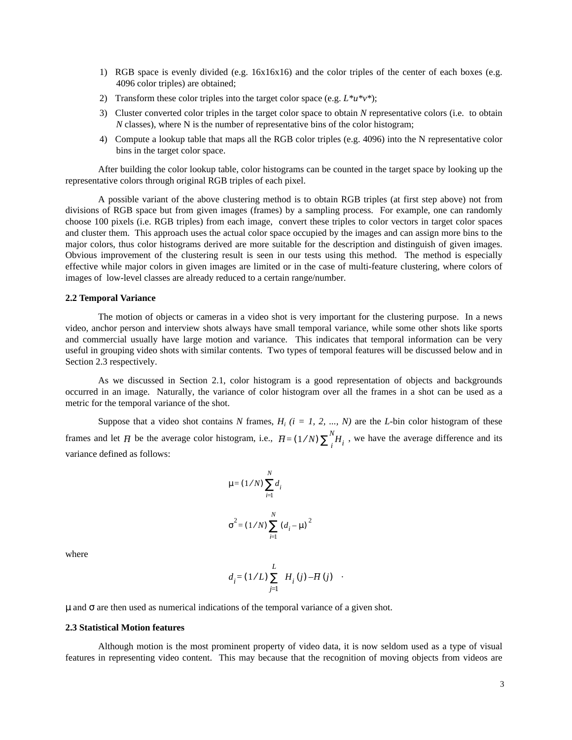1) RGB space is evenly divided (e.g. 16x16x16) and the color triples of the center of each boxes (e.g. 4096 color triples) are obtained;
2) Transform these color triples into the target color space (e.g. *L*u*v**);
3) Cluster converted color triples in the target color space to obtain *N* representative colors (i.e. to obtain *N* classes), where N is the number of representative bins of the color histogram;
4) Compute a lookup table that maps all the RGB color triples (e.g. 4096) into the N representative color bins in the target color space.

After building the color lookup table, color histograms can be counted in the target space by looking up the representative colors through original RGB triples of each pixel.

A possible variant of the above clustering method is to obtain RGB triples (at first step above) not from divisions of RGB space but from given images (frames) by a sampling process. For example, one can randomly choose 100 pixels (i.e. RGB triples) from each image, convert these triples to color vectors in target color spaces and cluster them. This approach uses the actual color space occupied by the images and can assign more bins to the major colors, thus color histograms derived are more suitable for the description and distinguish of given images. Obvious improvement of the clustering result is seen in our tests using this method. The method is especially effective while major colors in given images are limited or in the case of multi-feature clustering, where colors of images of low-level classes are already reduced to a certain range/number.

**2.2 Temporal Variance**

The motion of objects or cameras in a video shot is very important for the clustering purpose. In a news video, anchor person and interview shots always have small temporal variance, while some other shots like sports and commercial usually have large motion and variance. This indicates that temporal information can be very useful in grouping video shots with similar contents. Two types of temporal features will be discussed below and in Section 2.3 respectively.

As we discussed in Section 2.1, color histogram is a good representation of objects and backgrounds occurred in an image. Naturally, the variance of color histogram over all the frames in a shot can be used as a metric for the temporal variance of the shot.

Suppose that a video shot contains *N* frames, $H_i$ $(i = 1, 2, ..., N)$ are the *L*-bin color histogram of these frames and let $\bar{H}$ be the average color histogram, i.e., $\bar{H} = (1/N)\sum_i^N H_i$ , we have the average difference and its variance defined as follows:

$$\mu = (1/N)\sum_{i=1}^{N} d_i$$

$$\sigma^2 = (1/N)\sum_{i=1}^{N} (d_i - \mu)^2$$

where

$$d_i = (1/L)\sum_{j=1}^{L} \left| H_i(j) - \bar{H}(j) \right| .$$

$\mu$ and $\sigma$ are then used as numerical indications of the temporal variance of a given shot.

**2.3 Statistical Motion features**

Although motion is the most prominent property of video data, it is now seldom used as a type of visual features in representing video content. This may because that the recognition of moving objects from videos are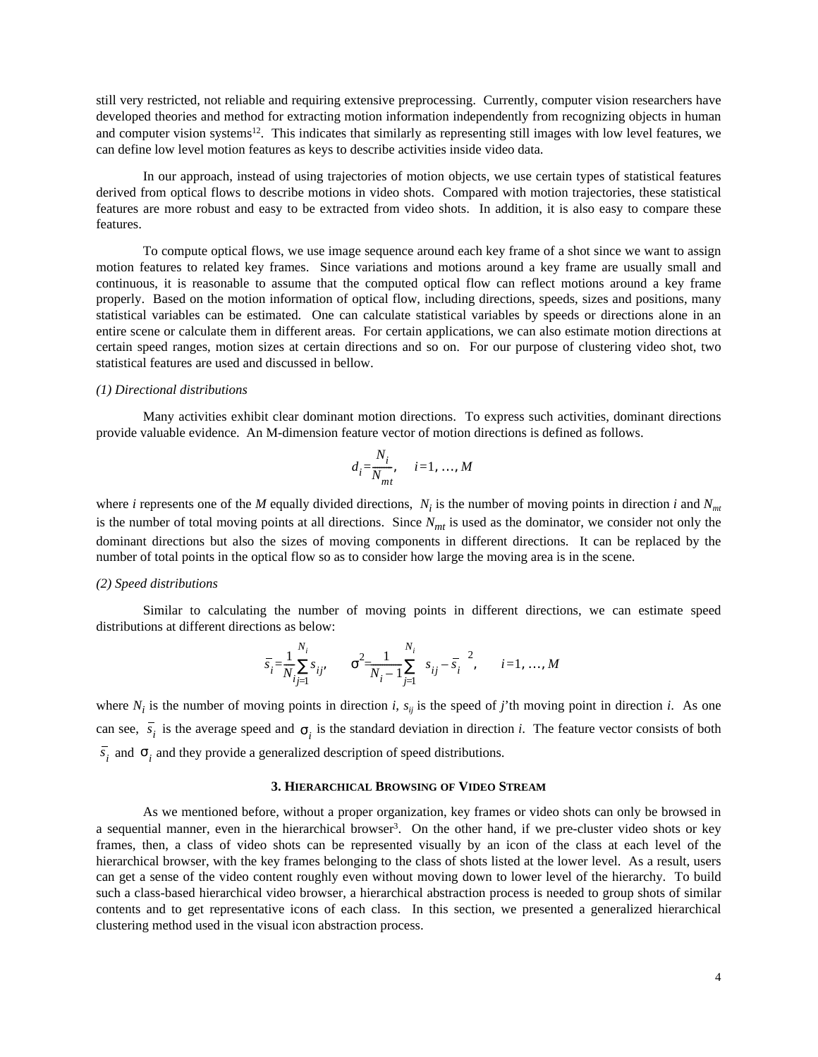still very restricted, not reliable and requiring extensive preprocessing. Currently, computer vision researchers have developed theories and method for extracting motion information independently from recognizing objects in human and computer vision systems[12]. This indicates that similarly as representing still images with low level features, we can define low level motion features as keys to describe activities inside video data.

In our approach, instead of using trajectories of motion objects, we use certain types of statistical features derived from optical flows to describe motions in video shots. Compared with motion trajectories, these statistical features are more robust and easy to be extracted from video shots. In addition, it is also easy to compare these features.

To compute optical flows, we use image sequence around each key frame of a shot since we want to assign motion features to related key frames. Since variations and motions around a key frame are usually small and continuous, it is reasonable to assume that the computed optical flow can reflect motions around a key frame properly. Based on the motion information of optical flow, including directions, speeds, sizes and positions, many statistical variables can be estimated. One can calculate statistical variables by speeds or directions alone in an entire scene or calculate them in different areas. For certain applications, we can also estimate motion directions at certain speed ranges, motion sizes at certain directions and so on. For our purpose of clustering video shot, two statistical features are used and discussed in bellow.

*(1) Directional distributions*

Many activities exhibit clear dominant motion directions. To express such activities, dominant directions provide valuable evidence. An M-dimension feature vector of motion directions is defined as follows.

$$d_i = \frac{N_i}{N_{mt}}, \quad i = 1, \ldots, M$$

where $i$ represents one of the $M$ equally divided directions, $N_i$ is the number of moving points in direction $i$ and $N_{mt}$ is the number of total moving points at all directions. Since $N_{mt}$ is used as the dominator, we consider not only the dominant directions but also the sizes of moving components in different directions. It can be replaced by the number of total points in the optical flow so as to consider how large the moving area is in the scene.

*(2) Speed distributions*

Similar to calculating the number of moving points in different directions, we can estimate speed distributions at different directions as below:

$$\bar{s}_i = \frac{1}{N_i}\sum_{j=1}^{N_i} s_{ij}, \qquad \sigma^2 = \frac{1}{N_i - 1}\sum_{j=1}^{N_i} \left( s_{ij} - \bar{s}_i \right)^2, \qquad i = 1, \ldots, M$$

where $N_i$ is the number of moving points in direction $i$, $s_{ij}$ is the speed of $j$'th moving point in direction $i$. As one can see, $\bar{s}_i$ is the average speed and $\sigma_i$ is the standard deviation in direction $i$. The feature vector consists of both $\bar{s}_i$ and $\sigma_i$ and they provide a generalized description of speed distributions.

## 3. Hierarchical Browsing of Video Stream

As we mentioned before, without a proper organization, key frames or video shots can only be browsed in a sequential manner, even in the hierarchical browser[3]. On the other hand, if we pre-cluster video shots or key frames, then, a class of video shots can be represented visually by an icon of the class at each level of the hierarchical browser, with the key frames belonging to the class of shots listed at the lower level. As a result, users can get a sense of the video content roughly even without moving down to lower level of the hierarchy. To build such a class-based hierarchical video browser, a hierarchical abstraction process is needed to group shots of similar contents and to get representative icons of each class. In this section, we presented a generalized hierarchical clustering method used in the visual icon abstraction process.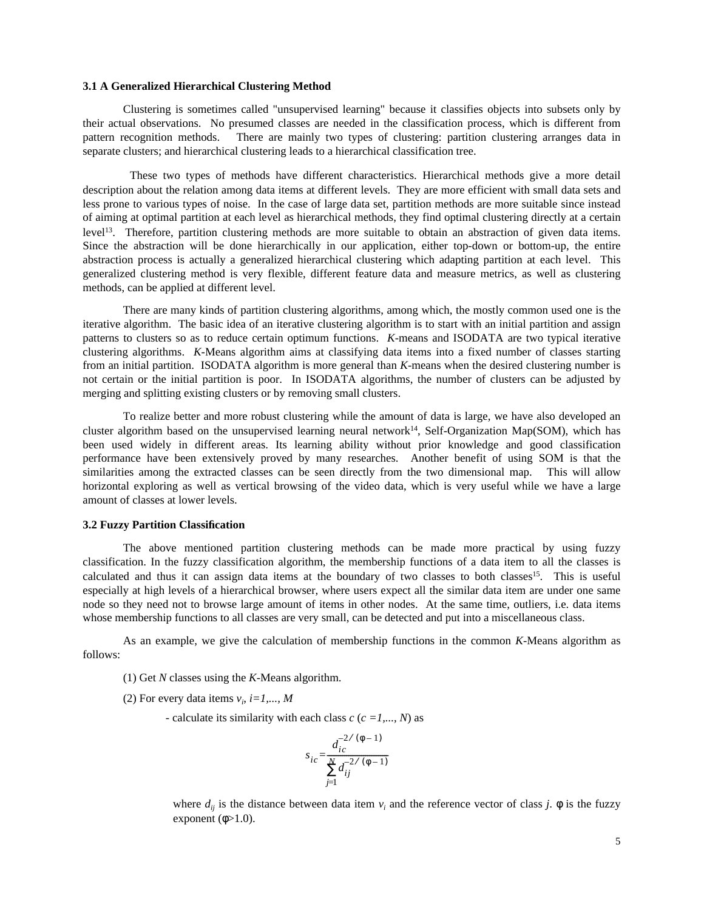### 3.1 A Generalized Hierarchical Clustering Method

Clustering is sometimes called "unsupervised learning" because it classifies objects into subsets only by their actual observations. No presumed classes are needed in the classification process, which is different from pattern recognition methods. There are mainly two types of clustering: partition clustering arranges data in separate clusters; and hierarchical clustering leads to a hierarchical classification tree.

These two types of methods have different characteristics. Hierarchical methods give a more detail description about the relation among data items at different levels. They are more efficient with small data sets and less prone to various types of noise. In the case of large data set, partition methods are more suitable since instead of aiming at optimal partition at each level as hierarchical methods, they find optimal clustering directly at a certain level[13]. Therefore, partition clustering methods are more suitable to obtain an abstraction of given data items. Since the abstraction will be done hierarchically in our application, either top-down or bottom-up, the entire abstraction process is actually a generalized hierarchical clustering which adapting partition at each level. This generalized clustering method is very flexible, different feature data and measure metrics, as well as clustering methods, can be applied at different level.

There are many kinds of partition clustering algorithms, among which, the mostly common used one is the iterative algorithm. The basic idea of an iterative clustering algorithm is to start with an initial partition and assign patterns to clusters so as to reduce certain optimum functions. *K*-means and ISODATA are two typical iterative clustering algorithms. *K*-Means algorithm aims at classifying data items into a fixed number of classes starting from an initial partition. ISODATA algorithm is more general than *K*-means when the desired clustering number is not certain or the initial partition is poor. In ISODATA algorithms, the number of clusters can be adjusted by merging and splitting existing clusters or by removing small clusters.

To realize better and more robust clustering while the amount of data is large, we have also developed an cluster algorithm based on the unsupervised learning neural network[14], Self-Organization Map(SOM), which has been used widely in different areas. Its learning ability without prior knowledge and good classification performance have been extensively proved by many researches. Another benefit of using SOM is that the similarities among the extracted classes can be seen directly from the two dimensional map. This will allow horizontal exploring as well as vertical browsing of the video data, which is very useful while we have a large amount of classes at lower levels.

### 3.2 Fuzzy Partition Classification

The above mentioned partition clustering methods can be made more practical by using fuzzy classification. In the fuzzy classification algorithm, the membership functions of a data item to all the classes is calculated and thus it can assign data items at the boundary of two classes to both classes[15]. This is useful especially at high levels of a hierarchical browser, where users expect all the similar data item are under one same node so they need not to browse large amount of items in other nodes. At the same time, outliers, i.e. data items whose membership functions to all classes are very small, can be detected and put into a miscellaneous class.

As an example, we give the calculation of membership functions in the common *K*-Means algorithm as follows:

(1) Get *N* classes using the *K*-Means algorithm.

(2) For every data items $v_i$, $i=1,\ldots, M$

- calculate its similarity with each class $c$ ($c=1,\ldots, N$) as

$$s_{ic} = \frac{d_{ic}^{-2/(\phi-1)}}{\sum_{j=1}^{N} d_{ij}^{-2/(\phi-1)}}$$

where $d_{ij}$ is the distance between data item $v_i$ and the reference vector of class $j$. $\phi$ is the fuzzy exponent ($\phi$>1.0).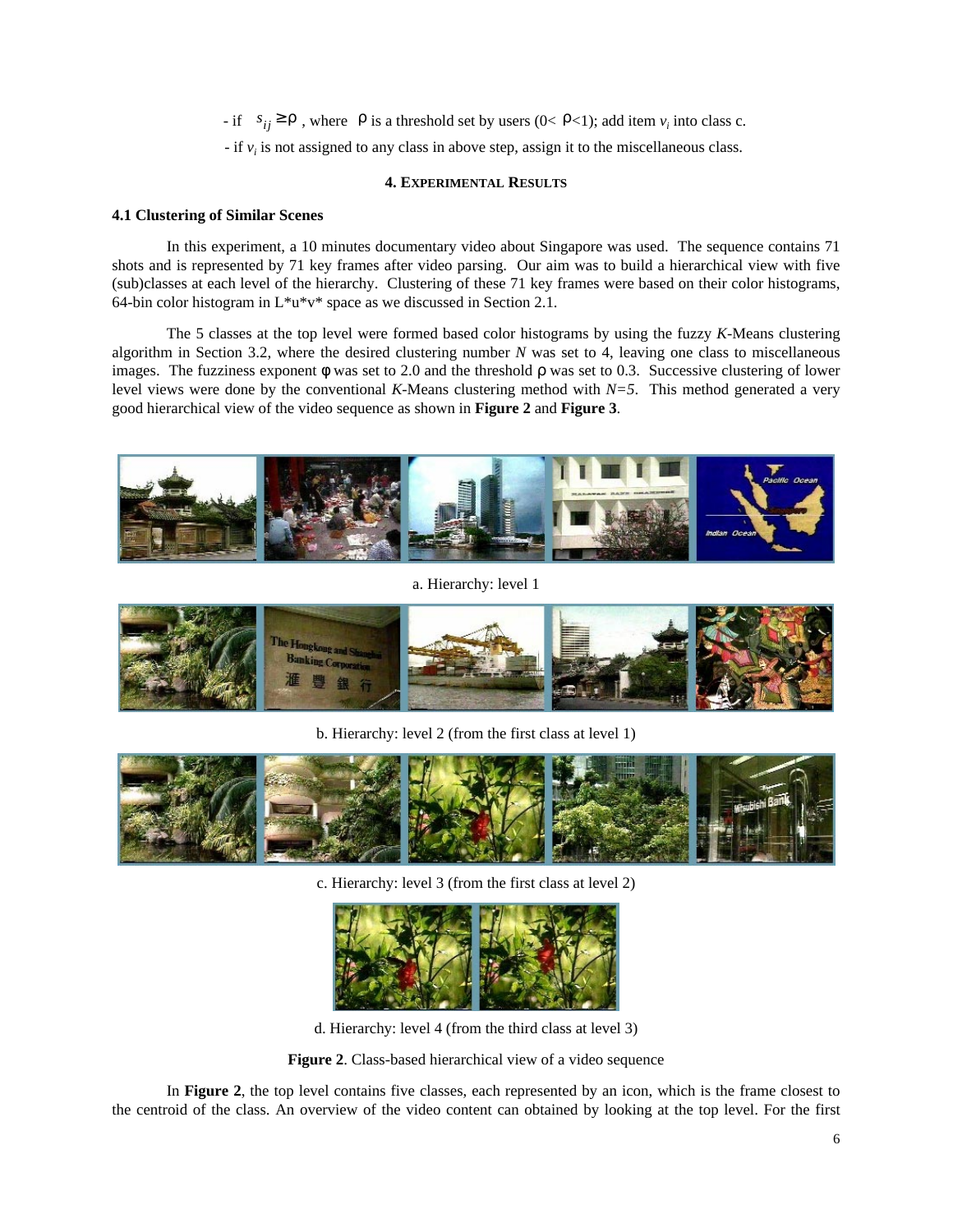- if $s_{ij} \geq \rho$ , where $\rho$ is a threshold set by users ($0< \rho<1$); add item $v_i$ into class c.

- if $v_i$ is not assigned to any class in above step, assign it to the miscellaneous class.

## 4. Experimental Results

### 4.1 Clustering of Similar Scenes

In this experiment, a 10 minutes documentary video about Singapore was used. The sequence contains 71 shots and is represented by 71 key frames after video parsing. Our aim was to build a hierarchical view with five (sub)classes at each level of the hierarchy. Clustering of these 71 key frames were based on their color histograms, 64-bin color histogram in L*u*v* space as we discussed in Section 2.1.

The 5 classes at the top level were formed based color histograms by using the fuzzy *K*-Means clustering algorithm in Section 3.2, where the desired clustering number *N* was set to 4, leaving one class to miscellaneous images. The fuzziness exponent $\phi$ was set to 2.0 and the threshold $\rho$ was set to 0.3. Successive clustering of lower level views were done by the conventional *K*-Means clustering method with $N=5$. This method generated a very good hierarchical view of the video sequence as shown in **Figure 2** and **Figure 3**.

a. Hierarchy: level 1

b. Hierarchy: level 2 (from the first class at level 1)

c. Hierarchy: level 3 (from the first class at level 2)

d. Hierarchy: level 4 (from the third class at level 3)

**Figure 2**. Class-based hierarchical view of a video sequence

In **Figure 2**, the top level contains five classes, each represented by an icon, which is the frame closest to the centroid of the class. An overview of the video content can obtained by looking at the top level. For the first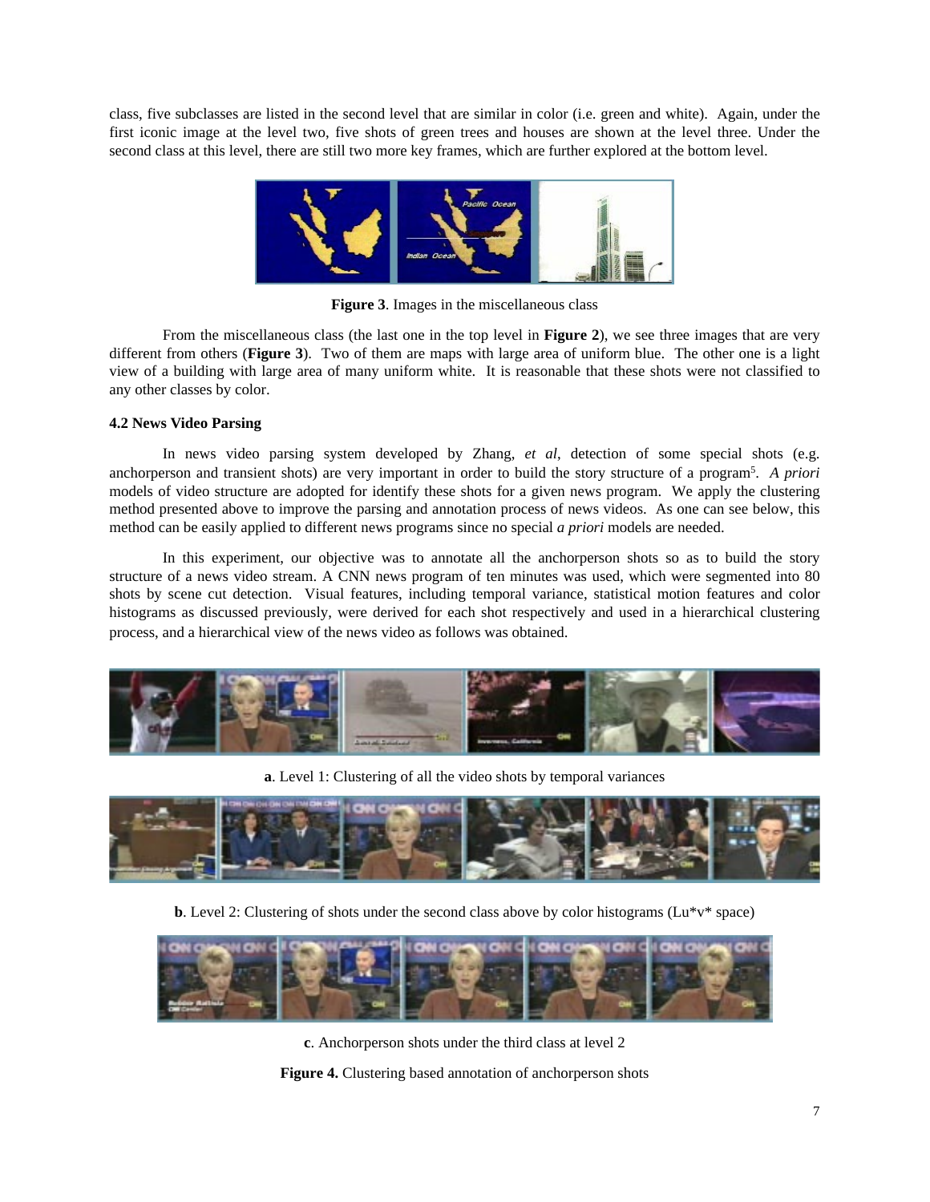class, five subclasses are listed in the second level that are similar in color (i.e. green and white). Again, under the first iconic image at the level two, five shots of green trees and houses are shown at the level three. Under the second class at this level, there are still two more key frames, which are further explored at the bottom level.

**Figure 3**. Images in the miscellaneous class

From the miscellaneous class (the last one in the top level in **Figure 2**), we see three images that are very different from others (**Figure 3**). Two of them are maps with large area of uniform blue. The other one is a light view of a building with large area of many uniform white. It is reasonable that these shots were not classified to any other classes by color.

### 4.2 News Video Parsing

In news video parsing system developed by Zhang, *et al*, detection of some special shots (e.g. anchorperson and transient shots) are very important in order to build the story structure of a program[5]. *A priori* models of video structure are adopted for identify these shots for a given news program. We apply the clustering method presented above to improve the parsing and annotation process of news videos. As one can see below, this method can be easily applied to different news programs since no special *a priori* models are needed.

In this experiment, our objective was to annotate all the anchorperson shots so as to build the story structure of a news video stream. A CNN news program of ten minutes was used, which were segmented into 80 shots by scene cut detection. Visual features, including temporal variance, statistical motion features and color histograms as discussed previously, were derived for each shot respectively and used in a hierarchical clustering process, and a hierarchical view of the news video as follows was obtained.

**a**. Level 1: Clustering of all the video shots by temporal variances

**b**. Level 2: Clustering of shots under the second class above by color histograms (Lu*v* space)

**c**. Anchorperson shots under the third class at level 2

**Figure 4.** Clustering based annotation of anchorperson shots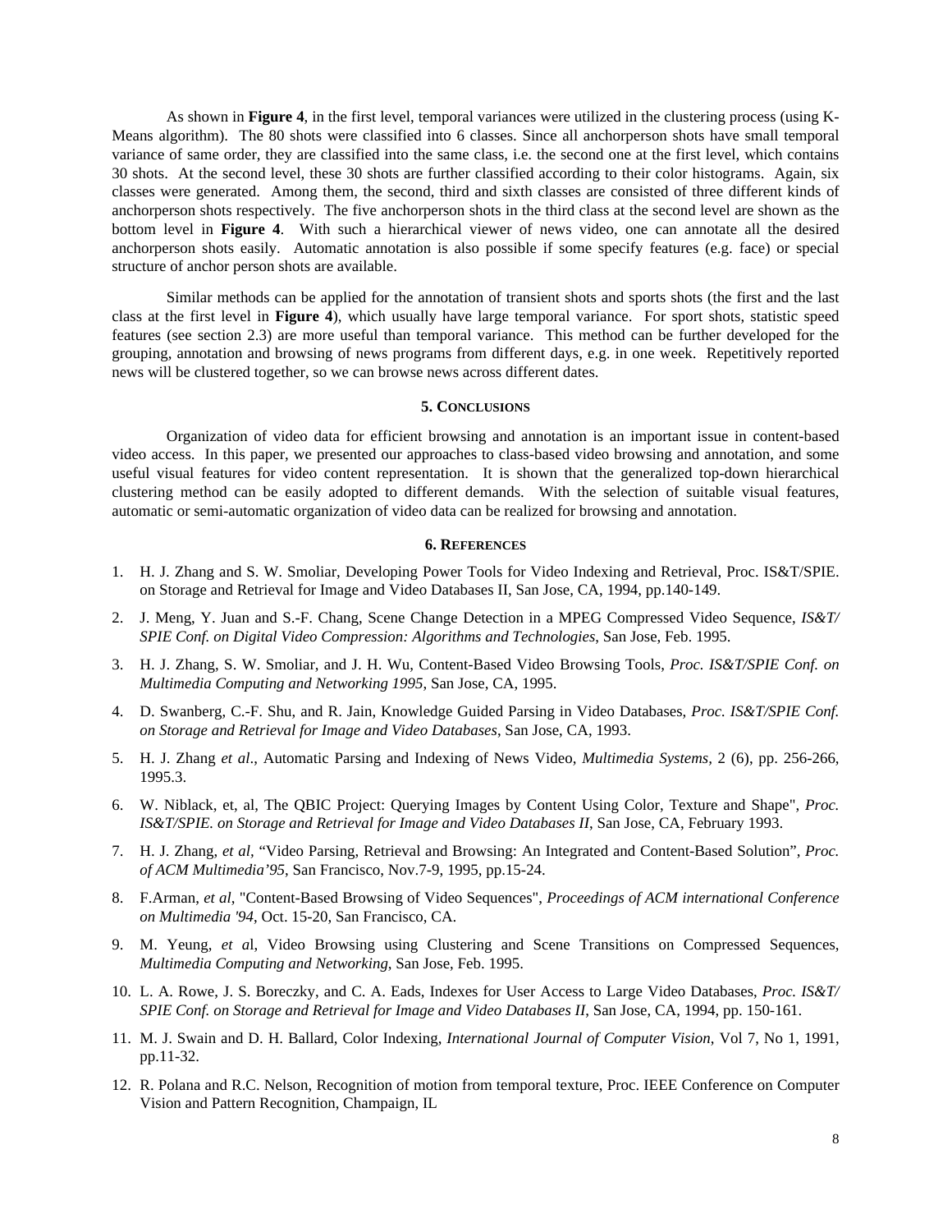As shown in **Figure 4**, in the first level, temporal variances were utilized in the clustering process (using K-Means algorithm). The 80 shots were classified into 6 classes. Since all anchorperson shots have small temporal variance of same order, they are classified into the same class, i.e. the second one at the first level, which contains 30 shots. At the second level, these 30 shots are further classified according to their color histograms. Again, six classes were generated. Among them, the second, third and sixth classes are consisted of three different kinds of anchorperson shots respectively. The five anchorperson shots in the third class at the second level are shown as the bottom level in **Figure 4**. With such a hierarchical viewer of news video, one can annotate all the desired anchorperson shots easily. Automatic annotation is also possible if some specify features (e.g. face) or special structure of anchor person shots are available.

Similar methods can be applied for the annotation of transient shots and sports shots (the first and the last class at the first level in **Figure 4**), which usually have large temporal variance. For sport shots, statistic speed features (see section 2.3) are more useful than temporal variance. This method can be further developed for the grouping, annotation and browsing of news programs from different days, e.g. in one week. Repetitively reported news will be clustered together, so we can browse news across different dates.

## 5. CONCLUSIONS

Organization of video data for efficient browsing and annotation is an important issue in content-based video access. In this paper, we presented our approaches to class-based video browsing and annotation, and some useful visual features for video content representation. It is shown that the generalized top-down hierarchical clustering method can be easily adopted to different demands. With the selection of suitable visual features, automatic or semi-automatic organization of video data can be realized for browsing and annotation.

## 6. REFERENCES

1. H. J. Zhang and S. W. Smoliar, Developing Power Tools for Video Indexing and Retrieval, Proc. IS&T/SPIE. on Storage and Retrieval for Image and Video Databases II, San Jose, CA, 1994, pp.140-149.
2. J. Meng, Y. Juan and S.-F. Chang, Scene Change Detection in a MPEG Compressed Video Sequence, *IS&T/ SPIE Conf. on Digital Video Compression: Algorithms and Technologies*, San Jose, Feb. 1995.
3. H. J. Zhang, S. W. Smoliar, and J. H. Wu, Content-Based Video Browsing Tools, *Proc. IS&T/SPIE Conf. on Multimedia Computing and Networking 1995*, San Jose, CA, 1995.
4. D. Swanberg, C.-F. Shu, and R. Jain, Knowledge Guided Parsing in Video Databases, *Proc. IS&T/SPIE Conf. on Storage and Retrieval for Image and Video Databases*, San Jose, CA, 1993.
5. H. J. Zhang *et al*., Automatic Parsing and Indexing of News Video, *Multimedia Systems*, 2 (6), pp. 256-266, 1995.3.
6. W. Niblack, et, al, The QBIC Project: Querying Images by Content Using Color, Texture and Shape", *Proc. IS&T/SPIE. on Storage and Retrieval for Image and Video Databases II*, San Jose, CA, February 1993.
7. H. J. Zhang, *et al*, "Video Parsing, Retrieval and Browsing: An Integrated and Content-Based Solution", *Proc. of ACM Multimedia'95*, San Francisco, Nov.7-9, 1995, pp.15-24.
8. F.Arman, *et al*, "Content-Based Browsing of Video Sequences", *Proceedings of ACM international Conference on Multimedia '94*, Oct. 15-20, San Francisco, CA.
9. M. Yeung, *et a*l, Video Browsing using Clustering and Scene Transitions on Compressed Sequences, *Multimedia Computing and Networking*, San Jose, Feb. 1995.
10. L. A. Rowe, J. S. Boreczky, and C. A. Eads, Indexes for User Access to Large Video Databases, *Proc. IS&T/ SPIE Conf. on Storage and Retrieval for Image and Video Databases II,* San Jose, CA, 1994, pp. 150-161.
11. M. J. Swain and D. H. Ballard, Color Indexing, *International Journal of Computer Vision*, Vol 7, No 1, 1991, pp.11-32.
12. R. Polana and R.C. Nelson, Recognition of motion from temporal texture, Proc. IEEE Conference on Computer Vision and Pattern Recognition, Champaign, IL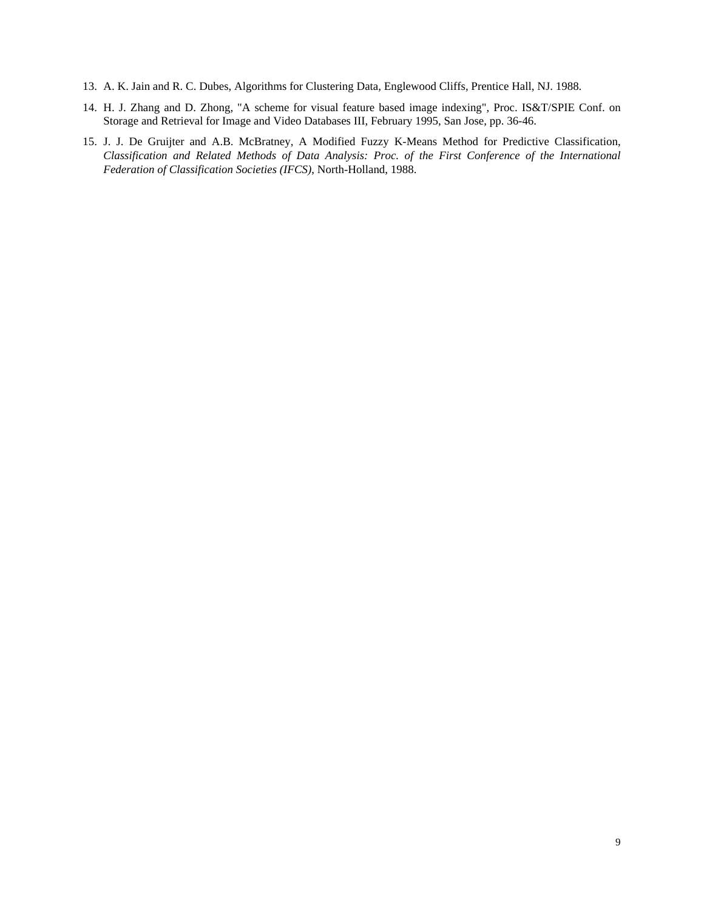13. A. K. Jain and R. C. Dubes, Algorithms for Clustering Data, Englewood Cliffs, Prentice Hall, NJ. 1988.
14. H. J. Zhang and D. Zhong, "A scheme for visual feature based image indexing", Proc. IS&T/SPIE Conf. on Storage and Retrieval for Image and Video Databases III, February 1995, San Jose, pp. 36-46.
15. J. J. De Gruijter and A.B. McBratney, A Modified Fuzzy K-Means Method for Predictive Classification, *Classification and Related Methods of Data Analysis: Proc. of the First Conference of the International Federation of Classification Societies (IFCS)*, North-Holland, 1988.